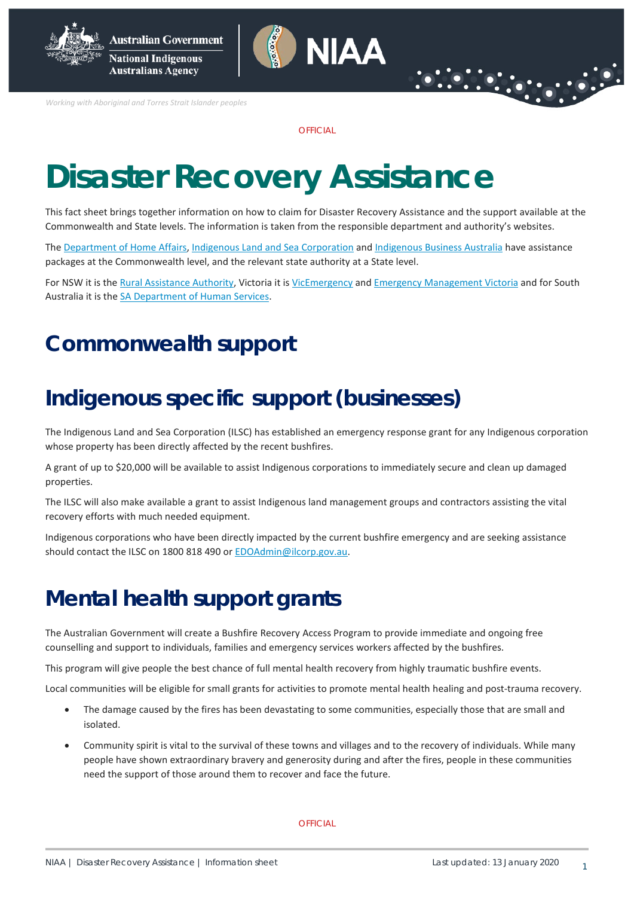OFFICIAL

# Disaster Recovery Assistance

This fact sheet brings together information on how to claim for Disaster Recovery Assistance and the support available at the Commonwealth and State levels. The information is taken from the responsible department and authority's websites.

The Department of Home Affairs, Indigenous Land and Sea Corporation and Indigenous Business Australia have assistance packages at the Commonwealth level, and the relevant state authority at a State level.

For NSW it is the Rural Assistance Authority, Victoria it is VicEmergency and Emergency Management Victoria and for South Australia it is the SA Department of Human Services.

# Commonwealth support

## Indigenous specific support (businesses)

The Indigenous Land and Sea Corporation (ILSC) has established an emergency response grant for any Indigenous corporation whose property has been directly affected by the recent bushfires.

A grant of up to $20,000 will be available to assist Indigenous corporations to immediately secure and clean up damaged properties.

The ILSC will also make available a grant to assist Indigenous land management groups and contractors assisting the vital recovery efforts with much needed equipment.

Indigenous corporations who have been directly impacted by the current bushfire emergency and are seeking assistance should contact the ILSC on 1800 818 490 or EDOAdmin@ilcorp.gov.au.

## Mental health support grants

The Australian Government will create a Bushfire Recovery Access Program to provide immediate and ongoing free counselling and support to individuals, families and emergency services workers affected by the bushfires.

This program will give people the best chance of full mental health recovery from highly traumatic bushfire events.

Local communities will be eligible for small grants for activities to promote mental health healing and post-trauma recovery.

- The damage caused by the fires has been devastating to some communities, especially those that are small and isolated.
- Community spirit is vital to the survival of these towns and villages and to the recovery of individuals. While many people have shown extraordinary bravery and generosity during and after the fires, people in these communities need the support of those around them to recover and face the future.

OFFICIAL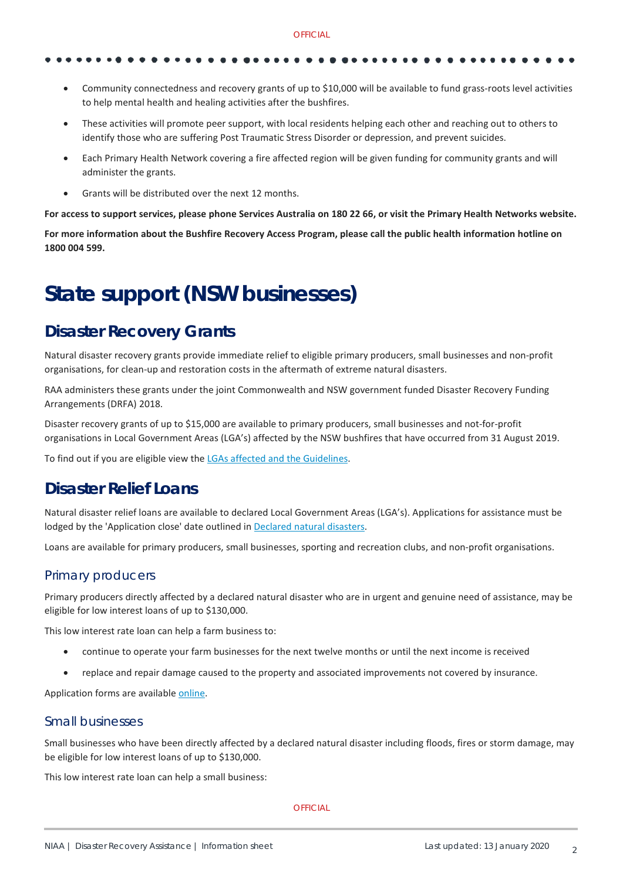- Community connectedness and recovery grants of up to $10,000 will be available to fund grass-roots level activities to help mental health and healing activities after the bushfires.
- These activities will promote peer support, with local residents helping each other and reaching out to others to identify those who are suffering Post Traumatic Stress Disorder or depression, and prevent suicides.
- Each Primary Health Network covering a fire affected region will be given funding for community grants and will administer the grants.
- Grants will be distributed over the next 12 months.

**For access to support services, please phone Services Australia on 180 22 66, or visit the Primary Health Networks website.**

**For more information about the Bushfire Recovery Access Program, please call the public health information hotline on 1800 004 599.**

# State support (NSW businesses)

## Disaster Recovery Grants

Natural disaster recovery grants provide immediate relief to eligible primary producers, small businesses and non-profit organisations, for clean-up and restoration costs in the aftermath of extreme natural disasters.

RAA administers these grants under the joint Commonwealth and NSW government funded Disaster Recovery Funding Arrangements (DRFA) 2018.

Disaster recovery grants of up to $15,000 are available to primary producers, small businesses and not-for-profit organisations in Local Government Areas (LGA's) affected by the NSW bushfires that have occurred from 31 August 2019.

To find out if you are eligible view the LGAs affected and the Guidelines.

## Disaster Relief Loans

Natural disaster relief loans are available to declared Local Government Areas (LGA's). Applications for assistance must be lodged by the 'Application close' date outlined in Declared natural disasters.

Loans are available for primary producers, small businesses, sporting and recreation clubs, and non-profit organisations.

### Primary producers

Primary producers directly affected by a declared natural disaster who are in urgent and genuine need of assistance, may be eligible for low interest loans of up to $130,000.

This low interest rate loan can help a farm business to:

- continue to operate your farm businesses for the next twelve months or until the next income is received
- replace and repair damage caused to the property and associated improvements not covered by insurance.

Application forms are available online.

### Small businesses

Small businesses who have been directly affected by a declared natural disaster including floods, fires or storm damage, may be eligible for low interest loans of up to $130,000.

This low interest rate loan can help a small business: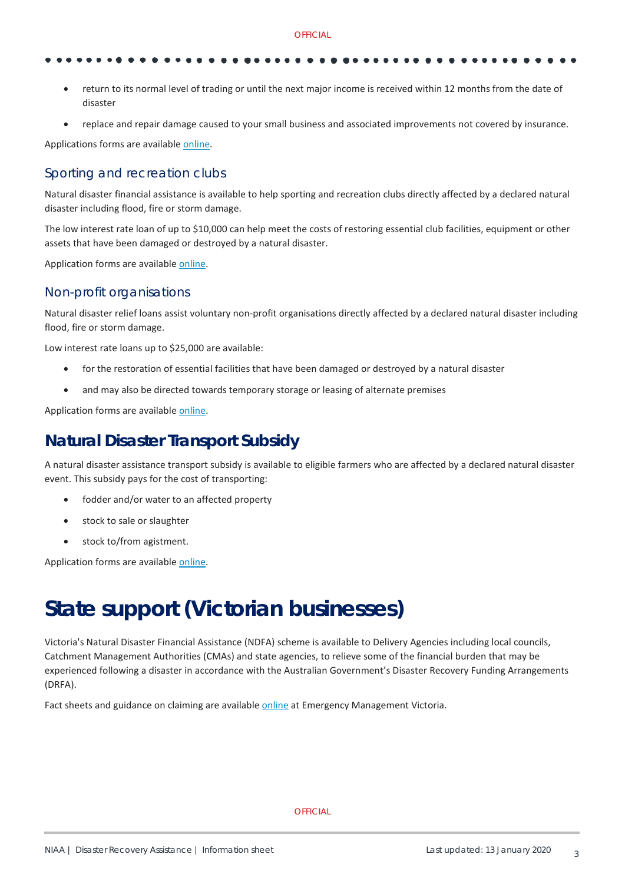- return to its normal level of trading or until the next major income is received within 12 months from the date of disaster
- replace and repair damage caused to your small business and associated improvements not covered by insurance.

Applications forms are available online.

### Sporting and recreation clubs

Natural disaster financial assistance is available to help sporting and recreation clubs directly affected by a declared natural disaster including flood, fire or storm damage.

The low interest rate loan of up to $10,000 can help meet the costs of restoring essential club facilities, equipment or other assets that have been damaged or destroyed by a natural disaster.

Application forms are available online.

### Non-profit organisations

Natural disaster relief loans assist voluntary non-profit organisations directly affected by a declared natural disaster including flood, fire or storm damage.

Low interest rate loans up to $25,000 are available:

- for the restoration of essential facilities that have been damaged or destroyed by a natural disaster
- and may also be directed towards temporary storage or leasing of alternate premises

Application forms are available online.

## Natural Disaster Transport Subsidy

A natural disaster assistance transport subsidy is available to eligible farmers who are affected by a declared natural disaster event. This subsidy pays for the cost of transporting:

- fodder and/or water to an affected property
- stock to sale or slaughter
- stock to/from agistment.

Application forms are available online.

# State support (Victorian businesses)

Victoria's Natural Disaster Financial Assistance (NDFA) scheme is available to Delivery Agencies including local councils, Catchment Management Authorities (CMAs) and state agencies, to relieve some of the financial burden that may be experienced following a disaster in accordance with the Australian Government's Disaster Recovery Funding Arrangements (DRFA).

Fact sheets and guidance on claiming are available online at Emergency Management Victoria.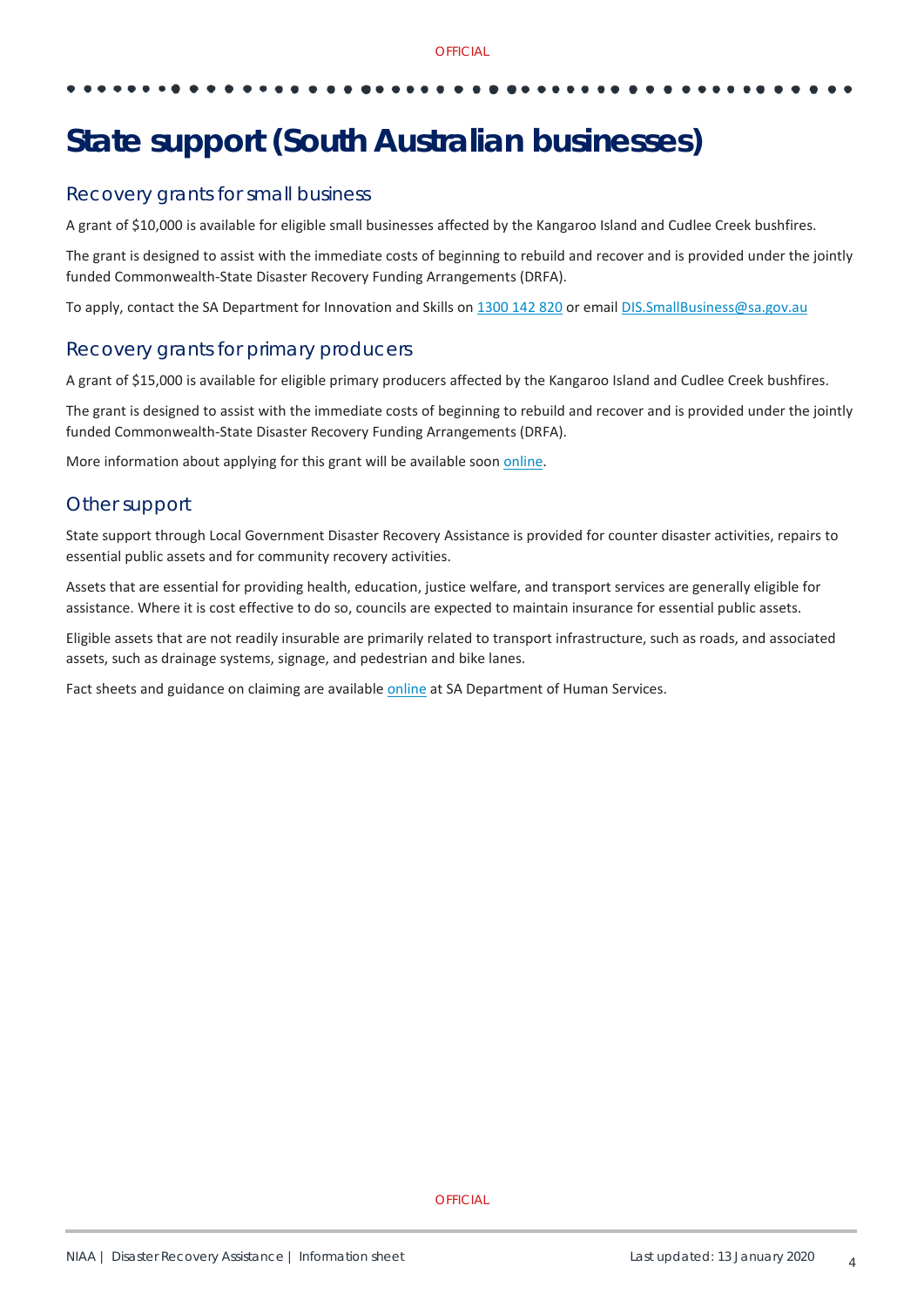# State support (South Australian businesses)

## Recovery grants for small business

A grant of $10,000 is available for eligible small businesses affected by the Kangaroo Island and Cudlee Creek bushfires.

The grant is designed to assist with the immediate costs of beginning to rebuild and recover and is provided under the jointly funded Commonwealth-State Disaster Recovery Funding Arrangements (DRFA).

To apply, contact the SA Department for Innovation and Skills on 1300 142 820 or email DIS.SmallBusiness@sa.gov.au

## Recovery grants for primary producers

A grant of $15,000 is available for eligible primary producers affected by the Kangaroo Island and Cudlee Creek bushfires.

The grant is designed to assist with the immediate costs of beginning to rebuild and recover and is provided under the jointly funded Commonwealth-State Disaster Recovery Funding Arrangements (DRFA).

More information about applying for this grant will be available soon online.

## Other support

State support through Local Government Disaster Recovery Assistance is provided for counter disaster activities, repairs to essential public assets and for community recovery activities.

Assets that are essential for providing health, education, justice welfare, and transport services are generally eligible for assistance. Where it is cost effective to do so, councils are expected to maintain insurance for essential public assets.

Eligible assets that are not readily insurable are primarily related to transport infrastructure, such as roads, and associated assets, such as drainage systems, signage, and pedestrian and bike lanes.

Fact sheets and guidance on claiming are available online at SA Department of Human Services.